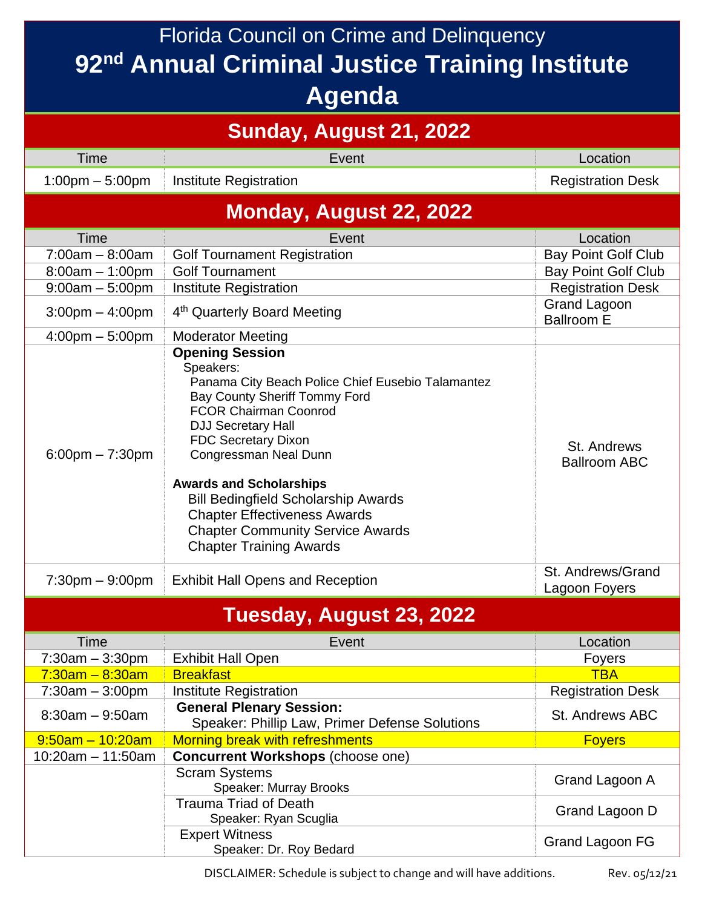# Florida Council on Crime and Delinquency

# 92nd Annual Criminal Justice Training Institute Agenda

## Sunday, August 21, 2022

| Time | Event | Location |
| --- | --- | --- |
| 1:00pm – 5:00pm | Institute Registration | Registration Desk |

## Monday, August 22, 2022

| Time | Event | Location |
| --- | --- | --- |
| 7:00am – 8:00am | Golf Tournament Registration | Bay Point Golf Club |
| 8:00am – 1:00pm | Golf Tournament | Bay Point Golf Club |
| 9:00am – 5:00pm | Institute Registration | Registration Desk |
| 3:00pm – 4:00pm | 4th Quarterly Board Meeting | Grand Lagoon Ballroom E |
| 4:00pm – 5:00pm | Moderator Meeting | |
| 6:00pm – 7:30pm | **Opening Session**<br>Speakers:<br>Panama City Beach Police Chief Eusebio Talamantez<br>Bay County Sheriff Tommy Ford<br>FCOR Chairman Coonrod<br>DJJ Secretary Hall<br>FDC Secretary Dixon<br>Congressman Neal Dunn<br><br>**Awards and Scholarships**<br>Bill Bedingfield Scholarship Awards<br>Chapter Effectiveness Awards<br>Chapter Community Service Awards<br>Chapter Training Awards | St. Andrews Ballroom ABC |
| 7:30pm – 9:00pm | Exhibit Hall Opens and Reception | St. Andrews/Grand Lagoon Foyers |

## Tuesday, August 23, 2022

| Time | Event | Location |
| --- | --- | --- |
| 7:30am – 3:30pm | Exhibit Hall Open | Foyers |
| 7:30am – 8:30am | Breakfast | TBA |
| 7:30am – 3:00pm | Institute Registration | Registration Desk |
| 8:30am – 9:50am | **General Plenary Session:**<br>Speaker: Phillip Law, Primer Defense Solutions | St. Andrews ABC |
| 9:50am – 10:20am | Morning break with refreshments | Foyers |
| 10:20am – 11:50am | **Concurrent Workshops** (choose one) | |
| | Scram Systems<br>Speaker: Murray Brooks | Grand Lagoon A |
| | Trauma Triad of Death<br>Speaker: Ryan Scuglia | Grand Lagoon D |
| | Expert Witness<br>Speaker: Dr. Roy Bedard | Grand Lagoon FG |

DISCLAIMER: Schedule is subject to change and will have additions. Rev. 05/12/21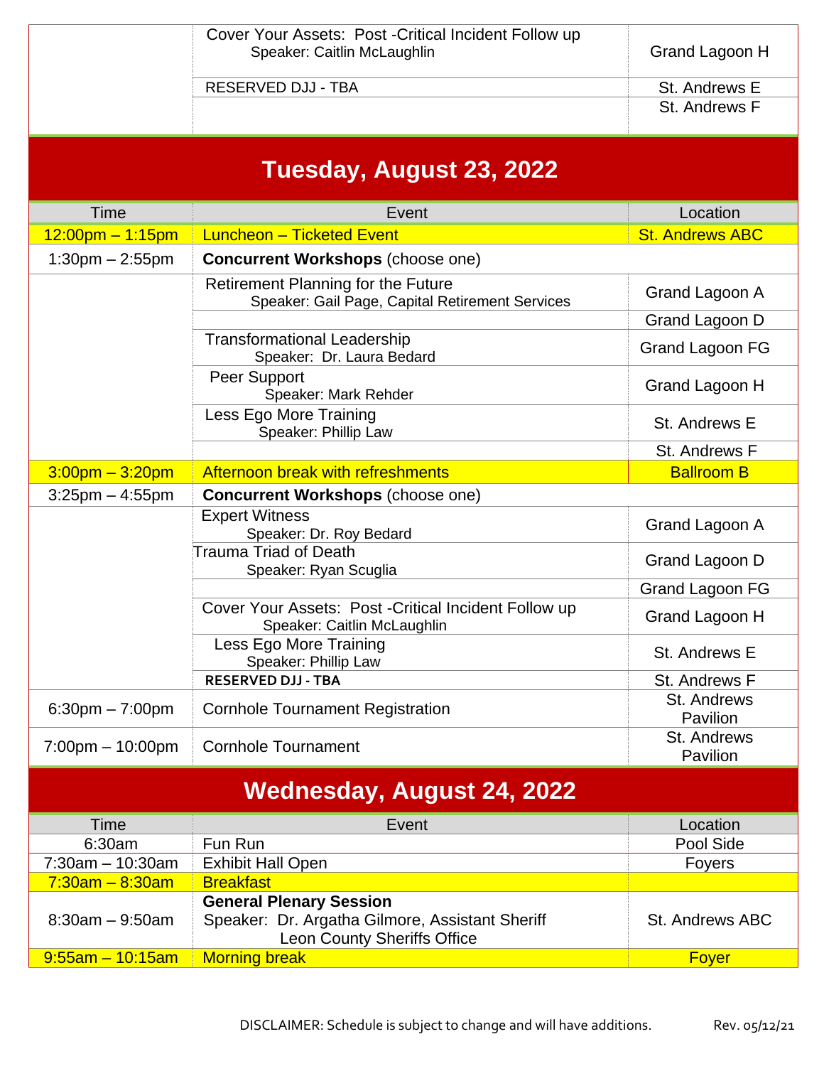| | | |
|---|---|---|
| | Cover Your Assets: Post -Critical Incident Follow up<br>Speaker: Caitlin McLaughlin | Grand Lagoon H |
| | RESERVED DJJ - TBA | St. Andrews E |
| | | St. Andrews F |

## Tuesday, August 23, 2022

| Time | Event | Location |
|---|---|---|
| 12:00pm – 1:15pm | Luncheon – Ticketed Event | St. Andrews ABC |
| 1:30pm – 2:55pm | **Concurrent Workshops** (choose one) | |
| | Retirement Planning for the Future<br>Speaker: Gail Page, Capital Retirement Services | Grand Lagoon A |
| | | Grand Lagoon D |
| | Transformational Leadership<br>Speaker: Dr. Laura Bedard | Grand Lagoon FG |
| | Peer Support<br>Speaker: Mark Rehder | Grand Lagoon H |
| | Less Ego More Training<br>Speaker: Phillip Law | St. Andrews E |
| | | St. Andrews F |
| 3:00pm – 3:20pm | Afternoon break with refreshments | Ballroom B |
| 3:25pm – 4:55pm | **Concurrent Workshops** (choose one) | |
| | Expert Witness<br>Speaker: Dr. Roy Bedard | Grand Lagoon A |
| | Trauma Triad of Death<br>Speaker: Ryan Scuglia | Grand Lagoon D |
| | | Grand Lagoon FG |
| | Cover Your Assets: Post -Critical Incident Follow up<br>Speaker: Caitlin McLaughlin | Grand Lagoon H |
| | Less Ego More Training<br>Speaker: Phillip Law | St. Andrews E |
| | **RESERVED DJJ - TBA** | St. Andrews F |
| 6:30pm – 7:00pm | Cornhole Tournament Registration | St. Andrews Pavilion |
| 7:00pm – 10:00pm | Cornhole Tournament | St. Andrews Pavilion |

## Wednesday, August 24, 2022

| Time | Event | Location |
|---|---|---|
| 6:30am | Fun Run | Pool Side |
| 7:30am – 10:30am | Exhibit Hall Open | Foyers |
| 7:30am – 8:30am | Breakfast | |
| 8:30am – 9:50am | **General Plenary Session**<br>Speaker: Dr. Argatha Gilmore, Assistant Sheriff<br>Leon County Sheriffs Office | St. Andrews ABC |
| 9:55am – 10:15am | Morning break | Foyer |

DISCLAIMER: Schedule is subject to change and will have additions. Rev. 05/12/21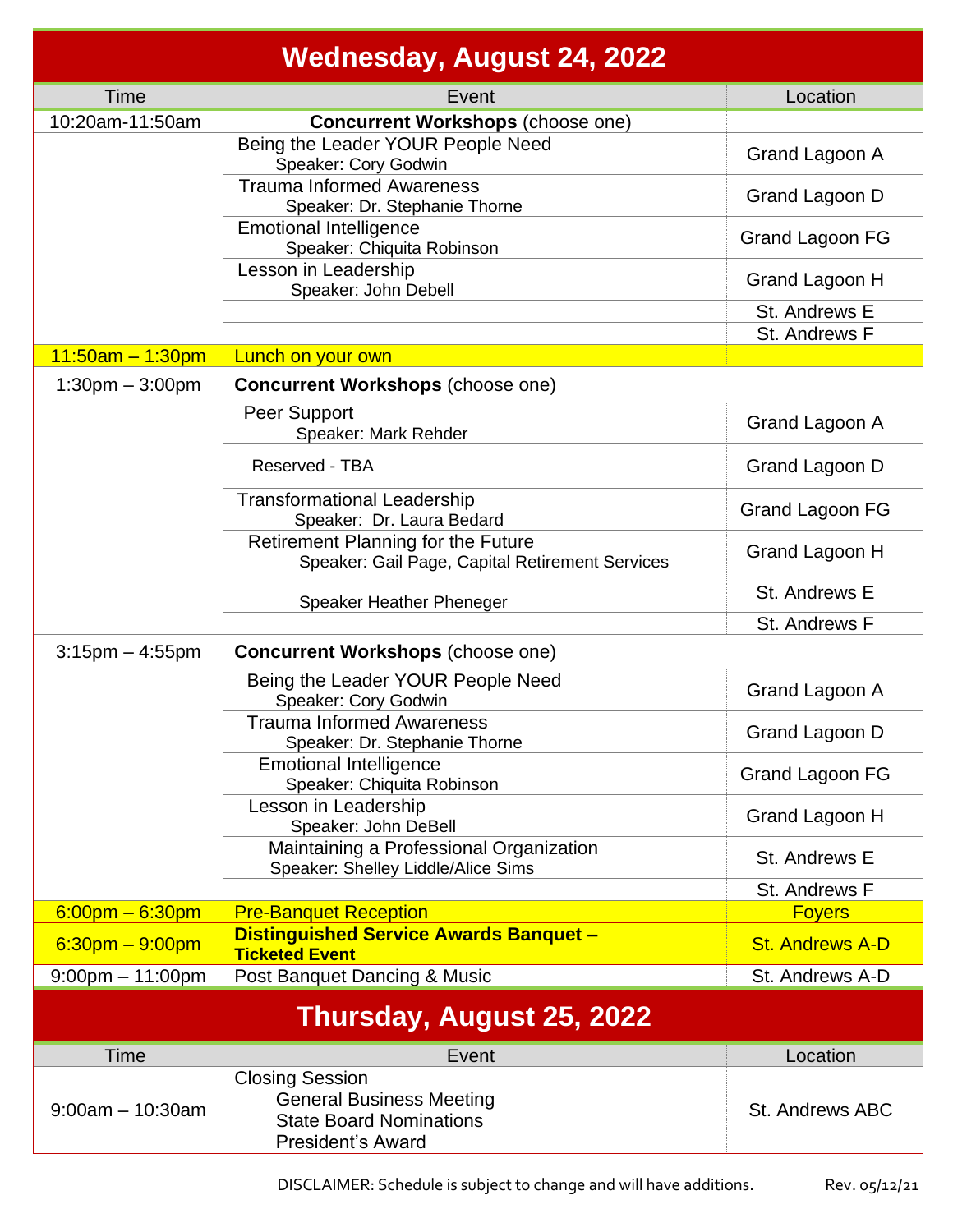## Wednesday, August 24, 2022

| Time | Event | Location |
|---|---|---|
| 10:20am-11:50am | **Concurrent Workshops** (choose one) | |
| | Being the Leader YOUR People Need<br>Speaker: Cory Godwin | Grand Lagoon A |
| | Trauma Informed Awareness<br>Speaker: Dr. Stephanie Thorne | Grand Lagoon D |
| | Emotional Intelligence<br>Speaker: Chiquita Robinson | Grand Lagoon FG |
| | Lesson in Leadership<br>Speaker: John Debell | Grand Lagoon H |
| | | St. Andrews E |
| | | St. Andrews F |
| 11:50am – 1:30pm | Lunch on your own | |
| 1:30pm – 3:00pm | **Concurrent Workshops** (choose one) | |
| | Peer Support<br>Speaker: Mark Rehder | Grand Lagoon A |
| | Reserved - TBA | Grand Lagoon D |
| | Transformational Leadership<br>Speaker: Dr. Laura Bedard | Grand Lagoon FG |
| | Retirement Planning for the Future<br>Speaker: Gail Page, Capital Retirement Services | Grand Lagoon H |
| | Speaker Heather Pheneger | St. Andrews E |
| | | St. Andrews F |
| 3:15pm – 4:55pm | **Concurrent Workshops** (choose one) | |
| | Being the Leader YOUR People Need<br>Speaker: Cory Godwin | Grand Lagoon A |
| | Trauma Informed Awareness<br>Speaker: Dr. Stephanie Thorne | Grand Lagoon D |
| | Emotional Intelligence<br>Speaker: Chiquita Robinson | Grand Lagoon FG |
| | Lesson in Leadership<br>Speaker: John DeBell | Grand Lagoon H |
| | Maintaining a Professional Organization<br>Speaker: Shelley Liddle/Alice Sims | St. Andrews E |
| | | St. Andrews F |
| 6:00pm – 6:30pm | Pre-Banquet Reception | Foyers |
| 6:30pm – 9:00pm | **Distinguished Service Awards Banquet – Ticketed Event** | St. Andrews A-D |
| 9:00pm – 11:00pm | Post Banquet Dancing & Music | St. Andrews A-D |

## Thursday, August 25, 2022

| Time | Event | Location |
|---|---|---|
| 9:00am – 10:30am | Closing Session<br>General Business Meeting<br>State Board Nominations<br>President's Award | St. Andrews ABC |

DISCLAIMER: Schedule is subject to change and will have additions. Rev. 05/12/21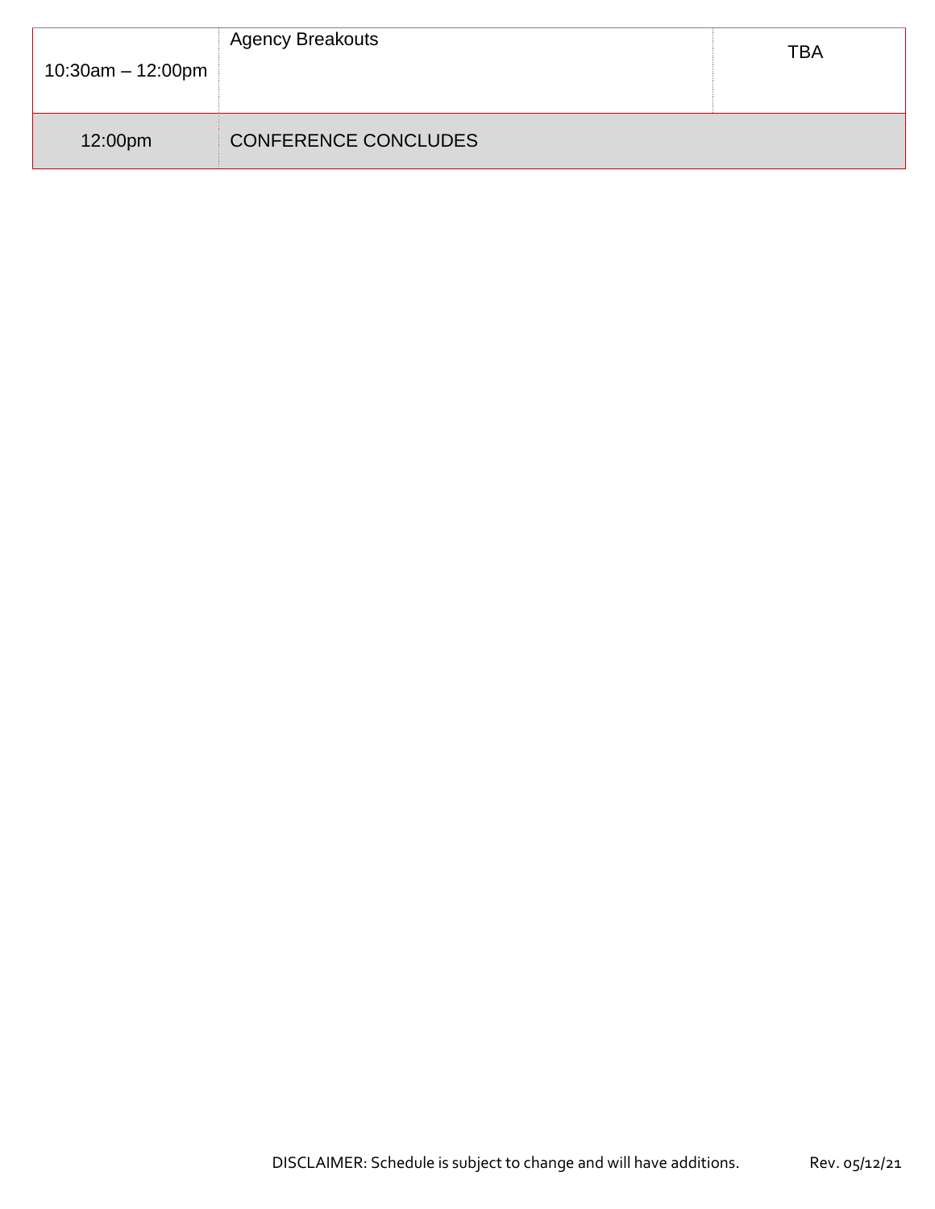| | | |
|---|---|---|
| 10:30am – 12:00pm | Agency Breakouts | TBA |
| 12:00pm | CONFERENCE CONCLUDES | |

DISCLAIMER: Schedule is subject to change and will have additions. Rev. 05/12/21